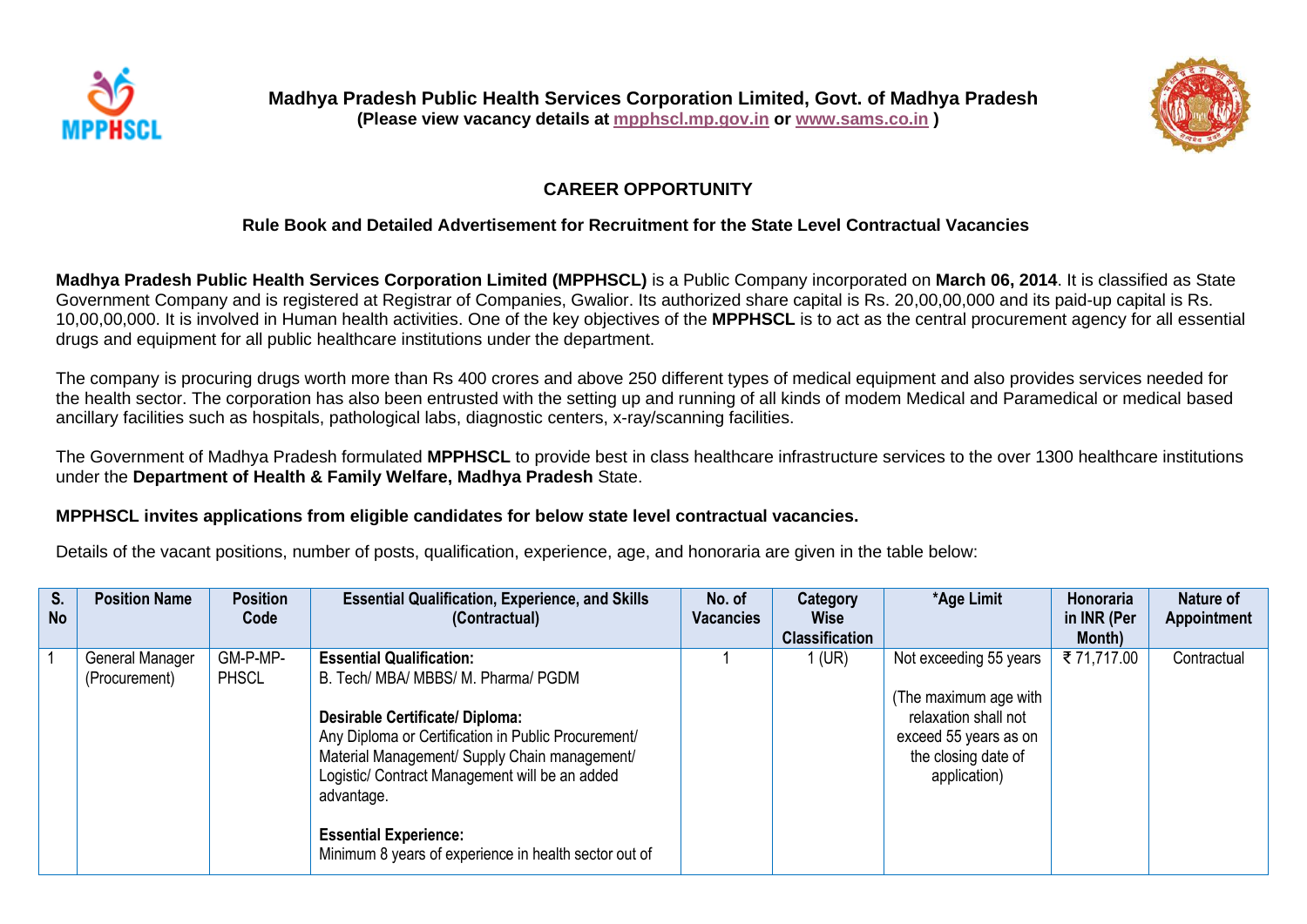**Madhya Pradesh Public Health Services Corporation Limited, Govt. of Madhya Pradesh**
**(Please view vacancy details at mpphscl.mp.gov.in or www.sams.co.in )**

## CAREER OPPORTUNITY

### Rule Book and Detailed Advertisement for Recruitment for the State Level Contractual Vacancies

**Madhya Pradesh Public Health Services Corporation Limited (MPPHSCL)** is a Public Company incorporated on **March 06, 2014**. It is classified as State Government Company and is registered at Registrar of Companies, Gwalior. Its authorized share capital is Rs. 20,00,00,000 and its paid-up capital is Rs. 10,00,00,000. It is involved in Human health activities. One of the key objectives of the **MPPHSCL** is to act as the central procurement agency for all essential drugs and equipment for all public healthcare institutions under the department.

The company is procuring drugs worth more than Rs 400 crores and above 250 different types of medical equipment and also provides services needed for the health sector. The corporation has also been entrusted with the setting up and running of all kinds of modem Medical and Paramedical or medical based ancillary facilities such as hospitals, pathological labs, diagnostic centers, x-ray/scanning facilities.

The Government of Madhya Pradesh formulated **MPPHSCL** to provide best in class healthcare infrastructure services to the over 1300 healthcare institutions under the **Department of Health & Family Welfare, Madhya Pradesh** State.

**MPPHSCL invites applications from eligible candidates for below state level contractual vacancies.**

Details of the vacant positions, number of posts, qualification, experience, age, and honoraria are given in the table below:

| S. No | Position Name | Position Code | Essential Qualification, Experience, and Skills (Contractual) | No. of Vacancies | Category Wise Classification | *Age Limit | Honoraria in INR (Per Month) | Nature of Appointment |
|---|---|---|---|---|---|---|---|---|
| 1 | General Manager (Procurement) | GM-P-MP-PHSCL | **Essential Qualification:** B. Tech/ MBA/ MBBS/ M. Pharma/ PGDM<br><br>**Desirable Certificate/ Diploma:** Any Diploma or Certification in Public Procurement/ Material Management/ Supply Chain management/ Logistic/ Contract Management will be an added advantage.<br><br>**Essential Experience:** Minimum 8 years of experience in health sector out of | 1 | 1 (UR) | Not exceeding 55 years<br><br>(The maximum age with relaxation shall not exceed 55 years as on the closing date of application) | ₹ 71,717.00 | Contractual |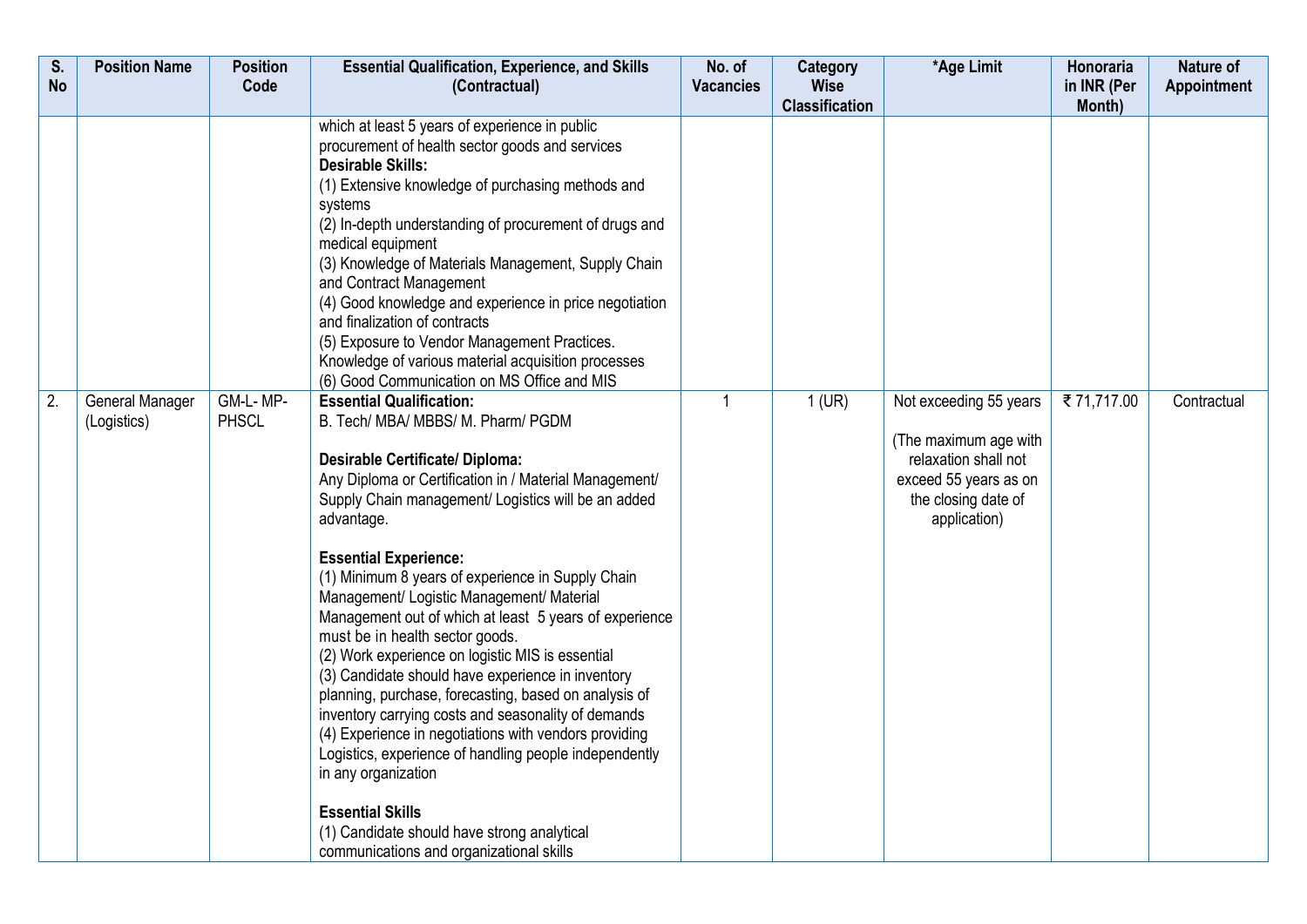| S. No | Position Name | Position Code | Essential Qualification, Experience, and Skills (Contractual) | No. of Vacancies | Category Wise Classification | *Age Limit | Honoraria in INR (Per Month) | Nature of Appointment |
|---|---|---|---|---|---|---|---|---|
| | | | which at least 5 years of experience in public procurement of health sector goods and services<br>**Desirable Skills:**<br>(1) Extensive knowledge of purchasing methods and systems<br>(2) In-depth understanding of procurement of drugs and medical equipment<br>(3) Knowledge of Materials Management, Supply Chain and Contract Management<br>(4) Good knowledge and experience in price negotiation and finalization of contracts<br>(5) Exposure to Vendor Management Practices. Knowledge of various material acquisition processes<br>(6) Good Communication on MS Office and MIS | | | | | |
| 2. | General Manager (Logistics) | GM-L- MP-PHSCL | **Essential Qualification:**<br>B. Tech/ MBA/ MBBS/ M. Pharm/ PGDM<br><br>**Desirable Certificate/ Diploma:**<br>Any Diploma or Certification in / Material Management/ Supply Chain management/ Logistics will be an added advantage.<br><br>**Essential Experience:**<br>(1) Minimum 8 years of experience in Supply Chain Management/ Logistic Management/ Material Management out of which at least 5 years of experience must be in health sector goods.<br>(2) Work experience on logistic MIS is essential<br>(3) Candidate should have experience in inventory planning, purchase, forecasting, based on analysis of inventory carrying costs and seasonality of demands<br>(4) Experience in negotiations with vendors providing Logistics, experience of handling people independently in any organization<br><br>**Essential Skills**<br>(1) Candidate should have strong analytical communications and organizational skills | 1 | 1 (UR) | Not exceeding 55 years<br><br>(The maximum age with relaxation shall not exceed 55 years as on the closing date of application) | ₹ 71,717.00 | Contractual |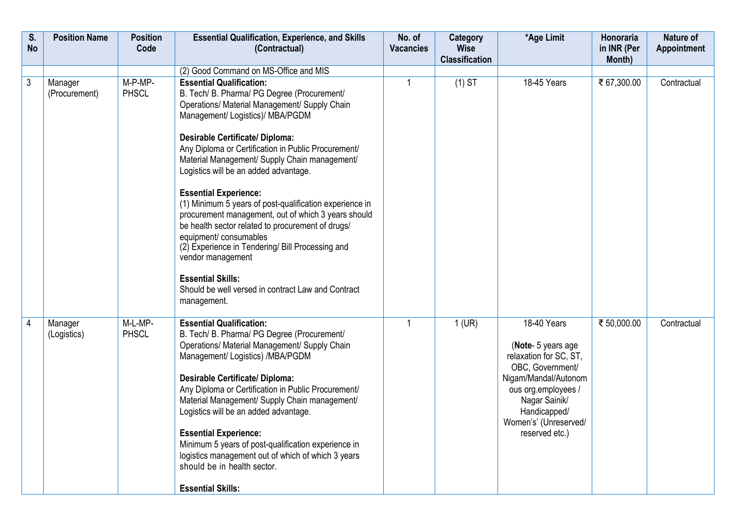| S. No | Position Name | Position Code | Essential Qualification, Experience, and Skills (Contractual) | No. of Vacancies | Category Wise Classification | *Age Limit | Honoraria in INR (Per Month) | Nature of Appointment |
|---|---|---|---|---|---|---|---|---|
| | | | (2) Good Command on MS-Office and MIS | | | | | |
| 3 | Manager (Procurement) | M-P-MP-PHSCL | **Essential Qualification:**<br>B. Tech/ B. Pharma/ PG Degree (Procurement/ Operations/ Material Management/ Supply Chain Management/ Logistics)/ MBA/PGDM<br><br>**Desirable Certificate/ Diploma:**<br>Any Diploma or Certification in Public Procurement/ Material Management/ Supply Chain management/ Logistics will be an added advantage.<br><br>**Essential Experience:**<br>(1) Minimum 5 years of post-qualification experience in procurement management, out of which 3 years should be health sector related to procurement of drugs/ equipment/ consumables<br>(2) Experience in Tendering/ Bill Processing and vendor management<br><br>**Essential Skills:**<br>Should be well versed in contract Law and Contract management. | 1 | (1) ST | 18-45 Years | ₹ 67,300.00 | Contractual |
| 4 | Manager (Logistics) | M-L-MP-PHSCL | **Essential Qualification:**<br>B. Tech/ B. Pharma/ PG Degree (Procurement/ Operations/ Material Management/ Supply Chain Management/ Logistics) /MBA/PGDM<br><br>**Desirable Certificate/ Diploma:**<br>Any Diploma or Certification in Public Procurement/ Material Management/ Supply Chain management/ Logistics will be an added advantage.<br><br>**Essential Experience:**<br>Minimum 5 years of post-qualification experience in logistics management out of which of which 3 years should be in health sector.<br><br>**Essential Skills:** | 1 | 1 (UR) | 18-40 Years<br><br>(**Note**- 5 years age relaxation for SC, ST, OBC, Government/ Nigam/Mandal/Autonomous org.employees / Nagar Sainik/ Handicapped/ Women's' (Unreserved/ reserved etc.) | ₹ 50,000.00 | Contractual |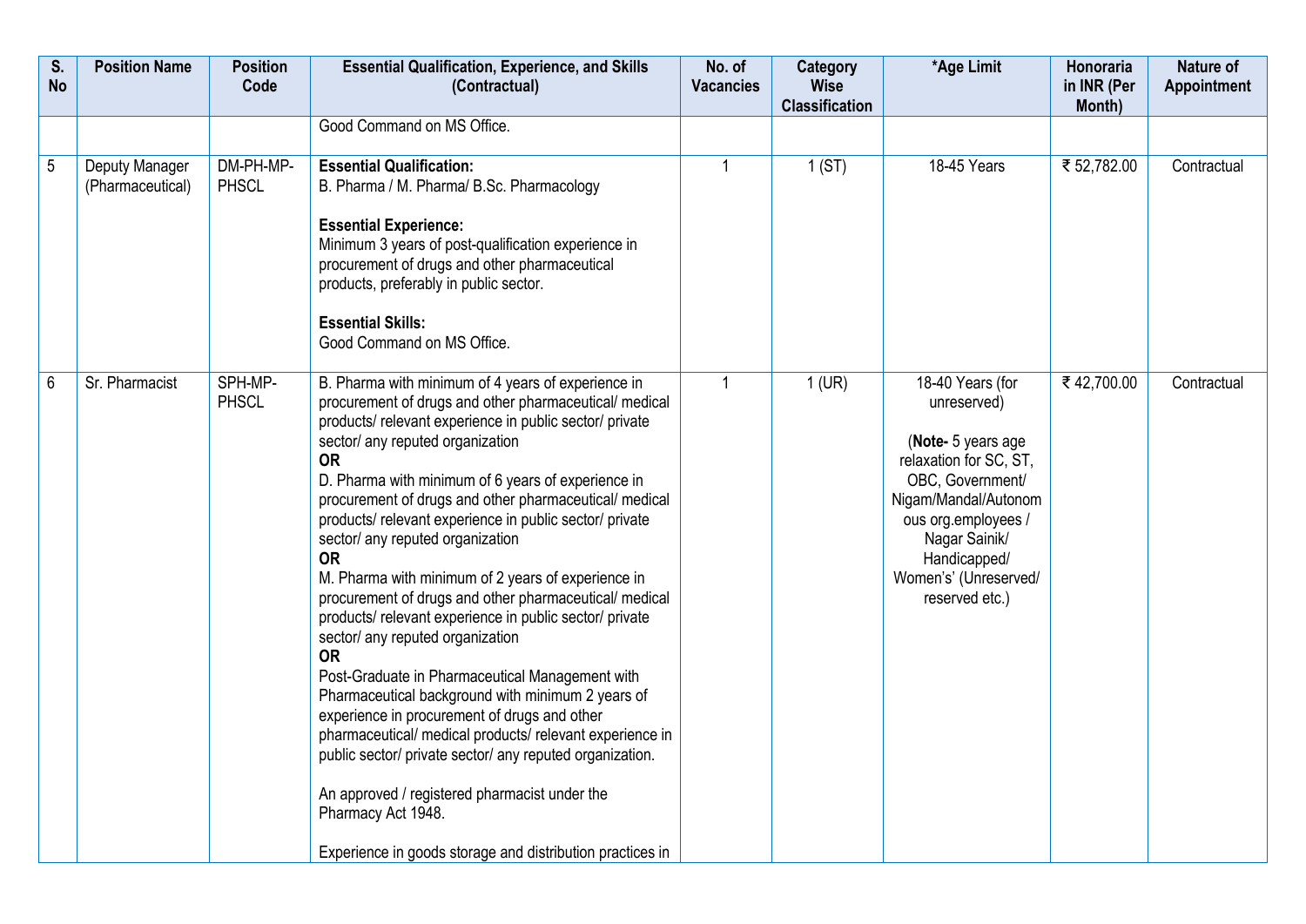| S. No | Position Name | Position Code | Essential Qualification, Experience, and Skills (Contractual) | No. of Vacancies | Category Wise Classification | *Age Limit | Honoraria in INR (Per Month) | Nature of Appointment |
|---|---|---|---|---|---|---|---|---|
| | | | Good Command on MS Office. | | | | | |
| 5 | Deputy Manager (Pharmaceutical) | DM-PH-MP-PHSCL | **Essential Qualification:**<br>B. Pharma / M. Pharma/ B.Sc. Pharmacology<br><br>**Essential Experience:**<br>Minimum 3 years of post-qualification experience in procurement of drugs and other pharmaceutical products, preferably in public sector.<br><br>**Essential Skills:**<br>Good Command on MS Office. | 1 | 1 (ST) | 18-45 Years | ₹ 52,782.00 | Contractual |
| 6 | Sr. Pharmacist | SPH-MP-PHSCL | B. Pharma with minimum of 4 years of experience in procurement of drugs and other pharmaceutical/ medical products/ relevant experience in public sector/ private sector/ any reputed organization<br>**OR**<br>D. Pharma with minimum of 6 years of experience in procurement of drugs and other pharmaceutical/ medical products/ relevant experience in public sector/ private sector/ any reputed organization<br>**OR**<br>M. Pharma with minimum of 2 years of experience in procurement of drugs and other pharmaceutical/ medical products/ relevant experience in public sector/ private sector/ any reputed organization<br>**OR**<br>Post-Graduate in Pharmaceutical Management with Pharmaceutical background with minimum 2 years of experience in procurement of drugs and other pharmaceutical/ medical products/ relevant experience in public sector/ private sector/ any reputed organization.<br><br>An approved / registered pharmacist under the Pharmacy Act 1948.<br><br>Experience in goods storage and distribution practices in | 1 | 1 (UR) | 18-40 Years (for unreserved)<br><br>(**Note-** 5 years age relaxation for SC, ST, OBC, Government/ Nigam/Mandal/Autonomous org.employees / Nagar Sainik/ Handicapped/ Women's' (Unreserved/ reserved etc.) | ₹ 42,700.00 | Contractual |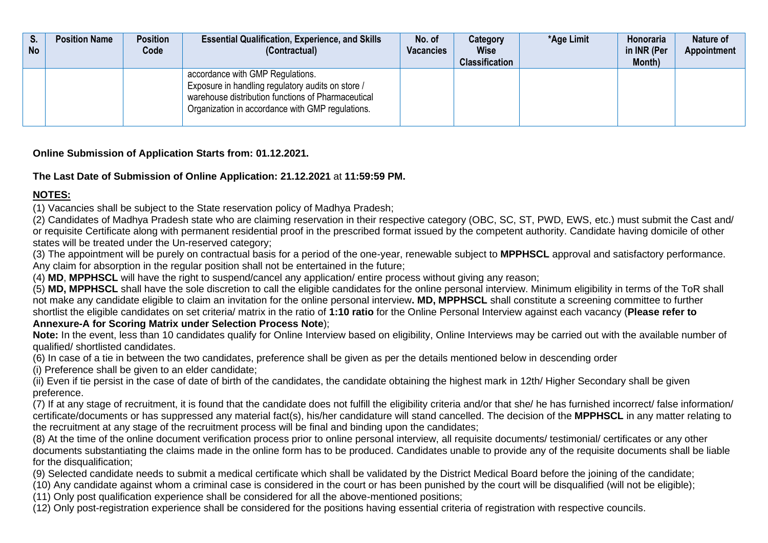| S. No | Position Name | Position Code | Essential Qualification, Experience, and Skills (Contractual) | No. of Vacancies | Category Wise Classification | *Age Limit | Honoraria in INR (Per Month) | Nature of Appointment |
|---|---|---|---|---|---|---|---|---|
| | | | accordance with GMP Regulations. Exposure in handling regulatory audits on store / warehouse distribution functions of Pharmaceutical Organization in accordance with GMP regulations. | | | | | |

**Online Submission of Application Starts from: 01.12.2021.**

**The Last Date of Submission of Online Application: 21.12.2021** at **11:59:59 PM.**

**NOTES:**

(1) Vacancies shall be subject to the State reservation policy of Madhya Pradesh;

(2) Candidates of Madhya Pradesh state who are claiming reservation in their respective category (OBC, SC, ST, PWD, EWS, etc.) must submit the Cast and/ or requisite Certificate along with permanent residential proof in the prescribed format issued by the competent authority. Candidate having domicile of other states will be treated under the Un-reserved category;

(3) The appointment will be purely on contractual basis for a period of the one-year, renewable subject to **MPPHSCL** approval and satisfactory performance. Any claim for absorption in the regular position shall not be entertained in the future;

(4) **MD**, **MPPHSCL** will have the right to suspend/cancel any application/ entire process without giving any reason;

(5) **MD, MPPHSCL** shall have the sole discretion to call the eligible candidates for the online personal interview. Minimum eligibility in terms of the ToR shall not make any candidate eligible to claim an invitation for the online personal interview**. MD, MPPHSCL** shall constitute a screening committee to further shortlist the eligible candidates on set criteria/ matrix in the ratio of **1:10 ratio** for the Online Personal Interview against each vacancy (**Please refer to Annexure-A for Scoring Matrix under Selection Process Note**);

**Note:** In the event, less than 10 candidates qualify for Online Interview based on eligibility, Online Interviews may be carried out with the available number of qualified/ shortlisted candidates.

(6) In case of a tie in between the two candidates, preference shall be given as per the details mentioned below in descending order

(i) Preference shall be given to an elder candidate;

(ii) Even if tie persist in the case of date of birth of the candidates, the candidate obtaining the highest mark in 12th/ Higher Secondary shall be given preference.

(7) If at any stage of recruitment, it is found that the candidate does not fulfill the eligibility criteria and/or that she/ he has furnished incorrect/ false information/ certificate/documents or has suppressed any material fact(s), his/her candidature will stand cancelled. The decision of the **MPPHSCL** in any matter relating to the recruitment at any stage of the recruitment process will be final and binding upon the candidates;

(8) At the time of the online document verification process prior to online personal interview, all requisite documents/ testimonial/ certificates or any other documents substantiating the claims made in the online form has to be produced. Candidates unable to provide any of the requisite documents shall be liable for the disqualification;

(9) Selected candidate needs to submit a medical certificate which shall be validated by the District Medical Board before the joining of the candidate;

(10) Any candidate against whom a criminal case is considered in the court or has been punished by the court will be disqualified (will not be eligible);

(11) Only post qualification experience shall be considered for all the above-mentioned positions;

(12) Only post-registration experience shall be considered for the positions having essential criteria of registration with respective councils.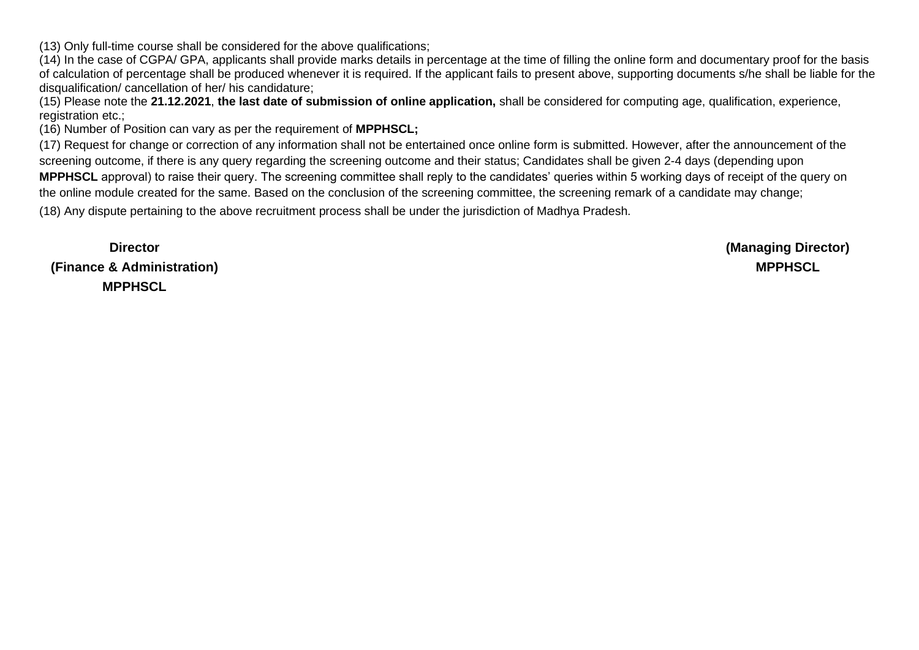(13) Only full-time course shall be considered for the above qualifications;

(14) In the case of CGPA/ GPA, applicants shall provide marks details in percentage at the time of filling the online form and documentary proof for the basis of calculation of percentage shall be produced whenever it is required. If the applicant fails to present above, supporting documents s/he shall be liable for the disqualification/ cancellation of her/ his candidature;

(15) Please note the **21.12.2021**, **the last date of submission of online application,** shall be considered for computing age, qualification, experience, registration etc.;

(16) Number of Position can vary as per the requirement of **MPPHSCL;**

(17) Request for change or correction of any information shall not be entertained once online form is submitted. However, after the announcement of the screening outcome, if there is any query regarding the screening outcome and their status; Candidates shall be given 2-4 days (depending upon **MPPHSCL** approval) to raise their query. The screening committee shall reply to the candidates' queries within 5 working days of receipt of the query on the online module created for the same. Based on the conclusion of the screening committee, the screening remark of a candidate may change;

(18) Any dispute pertaining to the above recruitment process shall be under the jurisdiction of Madhya Pradesh.

**Director**
**(Finance & Administration)**
**MPPHSCL**

**(Managing Director)**
**MPPHSCL**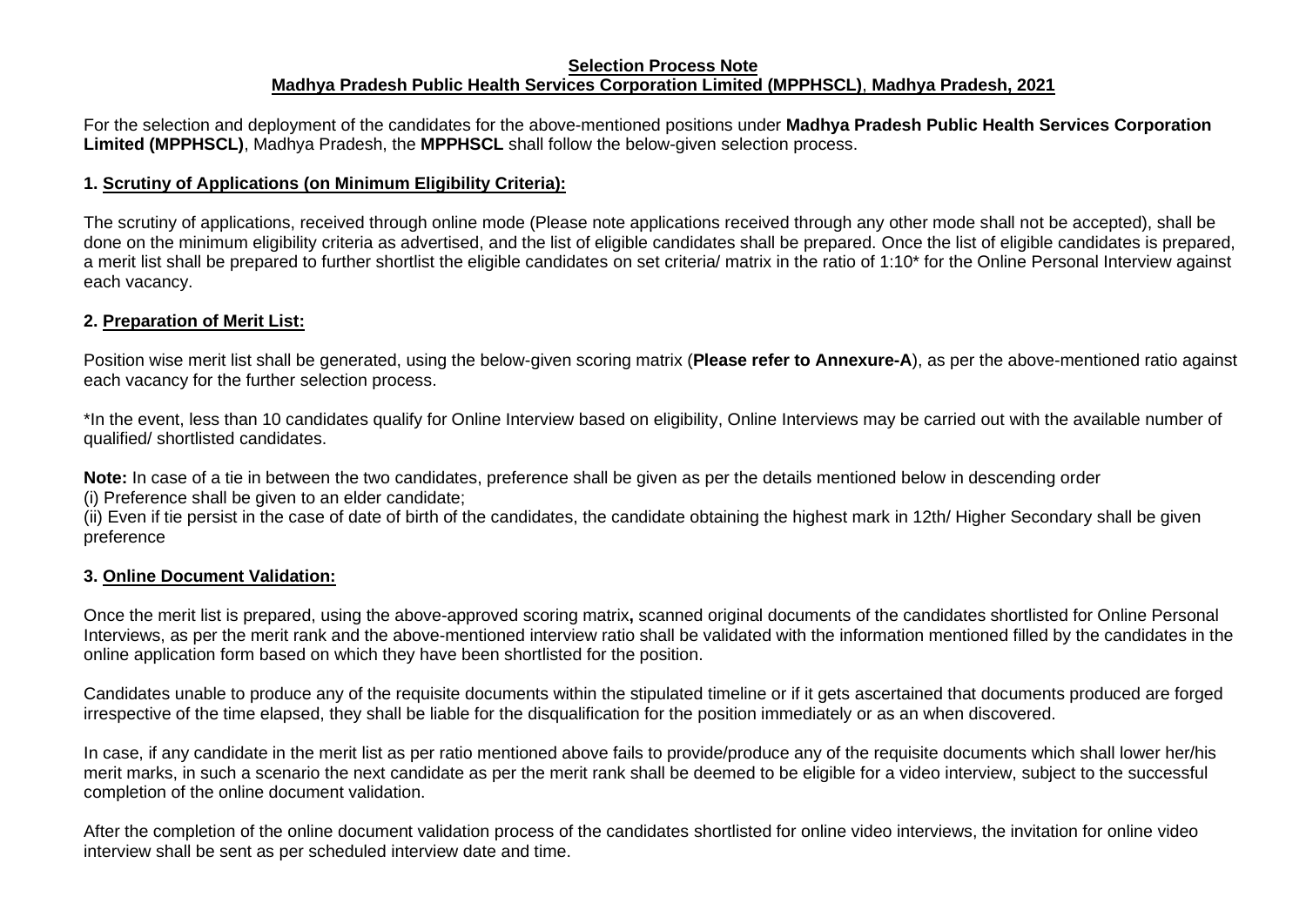**Selection Process Note**
**Madhya Pradesh Public Health Services Corporation Limited (MPPHSCL), Madhya Pradesh, 2021**

For the selection and deployment of the candidates for the above-mentioned positions under **Madhya Pradesh Public Health Services Corporation Limited (MPPHSCL)**, Madhya Pradesh, the **MPPHSCL** shall follow the below-given selection process.

### 1. Scrutiny of Applications (on Minimum Eligibility Criteria):

The scrutiny of applications, received through online mode (Please note applications received through any other mode shall not be accepted), shall be done on the minimum eligibility criteria as advertised, and the list of eligible candidates shall be prepared. Once the list of eligible candidates is prepared, a merit list shall be prepared to further shortlist the eligible candidates on set criteria/ matrix in the ratio of 1:10* for the Online Personal Interview against each vacancy.

### 2. Preparation of Merit List:

Position wise merit list shall be generated, using the below-given scoring matrix (**Please refer to Annexure-A**), as per the above-mentioned ratio against each vacancy for the further selection process.

*In the event, less than 10 candidates qualify for Online Interview based on eligibility, Online Interviews may be carried out with the available number of qualified/ shortlisted candidates.

**Note:** In case of a tie in between the two candidates, preference shall be given as per the details mentioned below in descending order
(i) Preference shall be given to an elder candidate;
(ii) Even if tie persist in the case of date of birth of the candidates, the candidate obtaining the highest mark in 12th/ Higher Secondary shall be given preference

### 3. Online Document Validation:

Once the merit list is prepared, using the above-approved scoring matrix**,** scanned original documents of the candidates shortlisted for Online Personal Interviews, as per the merit rank and the above-mentioned interview ratio shall be validated with the information mentioned filled by the candidates in the online application form based on which they have been shortlisted for the position.

Candidates unable to produce any of the requisite documents within the stipulated timeline or if it gets ascertained that documents produced are forged irrespective of the time elapsed, they shall be liable for the disqualification for the position immediately or as an when discovered.

In case, if any candidate in the merit list as per ratio mentioned above fails to provide/produce any of the requisite documents which shall lower her/his merit marks, in such a scenario the next candidate as per the merit rank shall be deemed to be eligible for a video interview, subject to the successful completion of the online document validation.

After the completion of the online document validation process of the candidates shortlisted for online video interviews, the invitation for online video interview shall be sent as per scheduled interview date and time.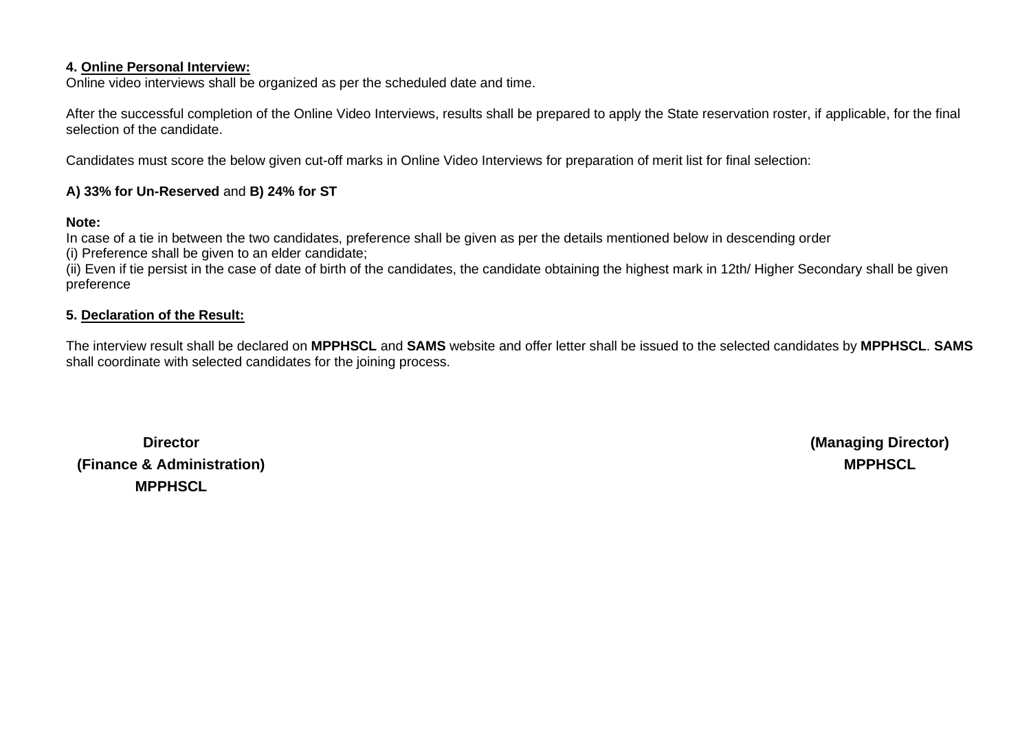**4. <u>Online Personal Interview:</u>**

Online video interviews shall be organized as per the scheduled date and time.

After the successful completion of the Online Video Interviews, results shall be prepared to apply the State reservation roster, if applicable, for the final selection of the candidate.

Candidates must score the below given cut-off marks in Online Video Interviews for preparation of merit list for final selection:

**A) 33% for Un-Reserved** and **B) 24% for ST**

**Note:**

In case of a tie in between the two candidates, preference shall be given as per the details mentioned below in descending order

(i) Preference shall be given to an elder candidate;

(ii) Even if tie persist in the case of date of birth of the candidates, the candidate obtaining the highest mark in 12th/ Higher Secondary shall be given preference

**5. <u>Declaration of the Result:</u>**

The interview result shall be declared on **MPPHSCL** and **SAMS** website and offer letter shall be issued to the selected candidates by **MPPHSCL**. **SAMS** shall coordinate with selected candidates for the joining process.

**Director**
**(Finance & Administration)**
**MPPHSCL**

**(Managing Director)**
**MPPHSCL**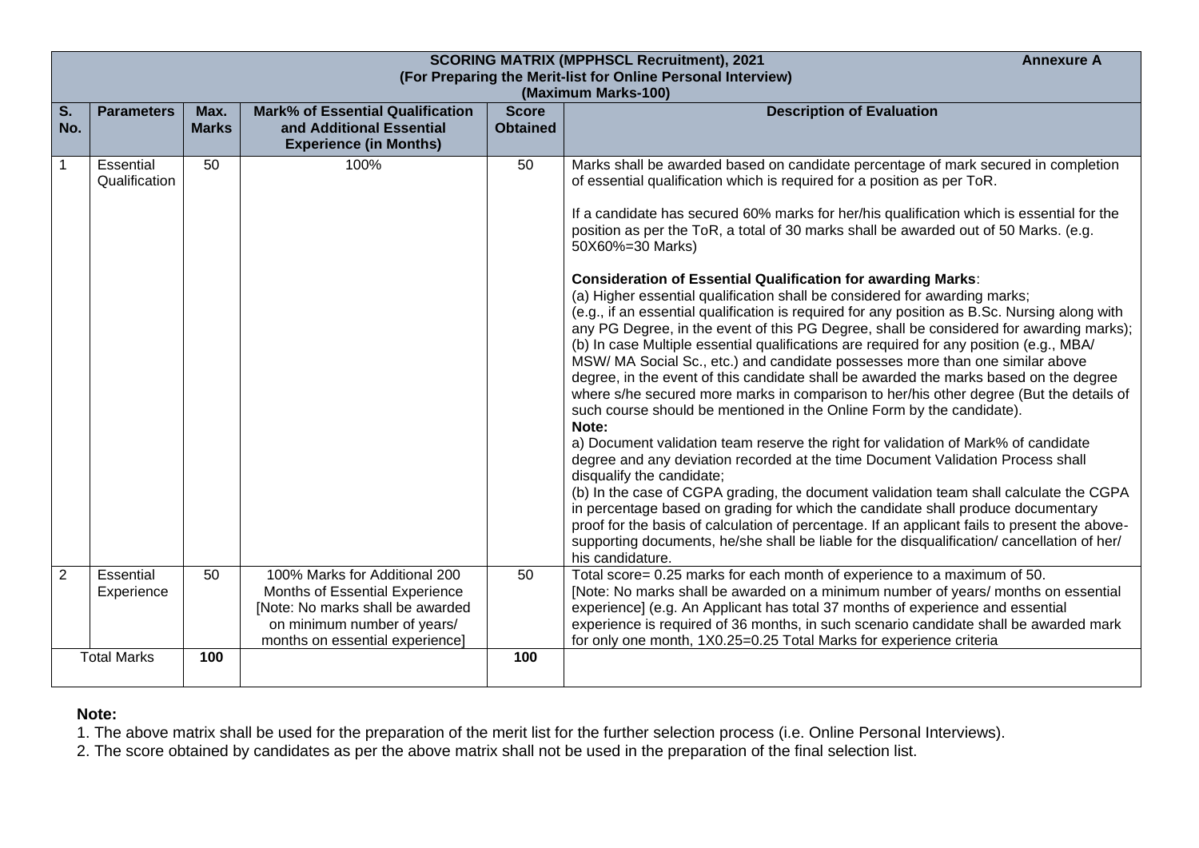**SCORING MATRIX (MPPHSCL Recruitment), 2021** **Annexure A**
**(For Preparing the Merit-list for Online Personal Interview)**
**(Maximum Marks-100)**

| S. No. | Parameters | Max. Marks | Mark% of Essential Qualification and Additional Essential Experience (in Months) | Score Obtained | Description of Evaluation |
|---|---|---|---|---|---|
| 1 | Essential Qualification | 50 | 100% | 50 | Marks shall be awarded based on candidate percentage of mark secured in completion of essential qualification which is required for a position as per ToR.<br><br>If a candidate has secured 60% marks for her/his qualification which is essential for the position as per the ToR, a total of 30 marks shall be awarded out of 50 Marks. (e.g. 50X60%=30 Marks)<br><br>**Consideration of Essential Qualification for awarding Marks**:<br>(a) Higher essential qualification shall be considered for awarding marks;<br>(e.g., if an essential qualification is required for any position as B.Sc. Nursing along with any PG Degree, in the event of this PG Degree, shall be considered for awarding marks);<br>(b) In case Multiple essential qualifications are required for any position (e.g., MBA/ MSW/ MA Social Sc., etc.) and candidate possesses more than one similar above degree, in the event of this candidate shall be awarded the marks based on the degree where s/he secured more marks in comparison to her/his other degree (But the details of such course should be mentioned in the Online Form by the candidate).<br>**Note:**<br>a) Document validation team reserve the right for validation of Mark% of candidate degree and any deviation recorded at the time Document Validation Process shall disqualify the candidate;<br>(b) In the case of CGPA grading, the document validation team shall calculate the CGPA in percentage based on grading for which the candidate shall produce documentary proof for the basis of calculation of percentage. If an applicant fails to present the above-supporting documents, he/she shall be liable for the disqualification/ cancellation of her/ his candidature. |
| 2 | Essential Experience | 50 | 100% Marks for Additional 200 Months of Essential Experience [Note: No marks shall be awarded on minimum number of years/ months on essential experience] | 50 | Total score= 0.25 marks for each month of experience to a maximum of 50.<br>[Note: No marks shall be awarded on a minimum number of years/ months on essential experience] (e.g. An Applicant has total 37 months of experience and essential experience is required of 36 months, in such scenario candidate shall be awarded mark for only one month, 1X0.25=0.25 Total Marks for experience criteria |
| Total Marks | | **100** | | **100** | |

**Note:**

1. The above matrix shall be used for the preparation of the merit list for the further selection process (i.e. Online Personal Interviews).
2. The score obtained by candidates as per the above matrix shall not be used in the preparation of the final selection list.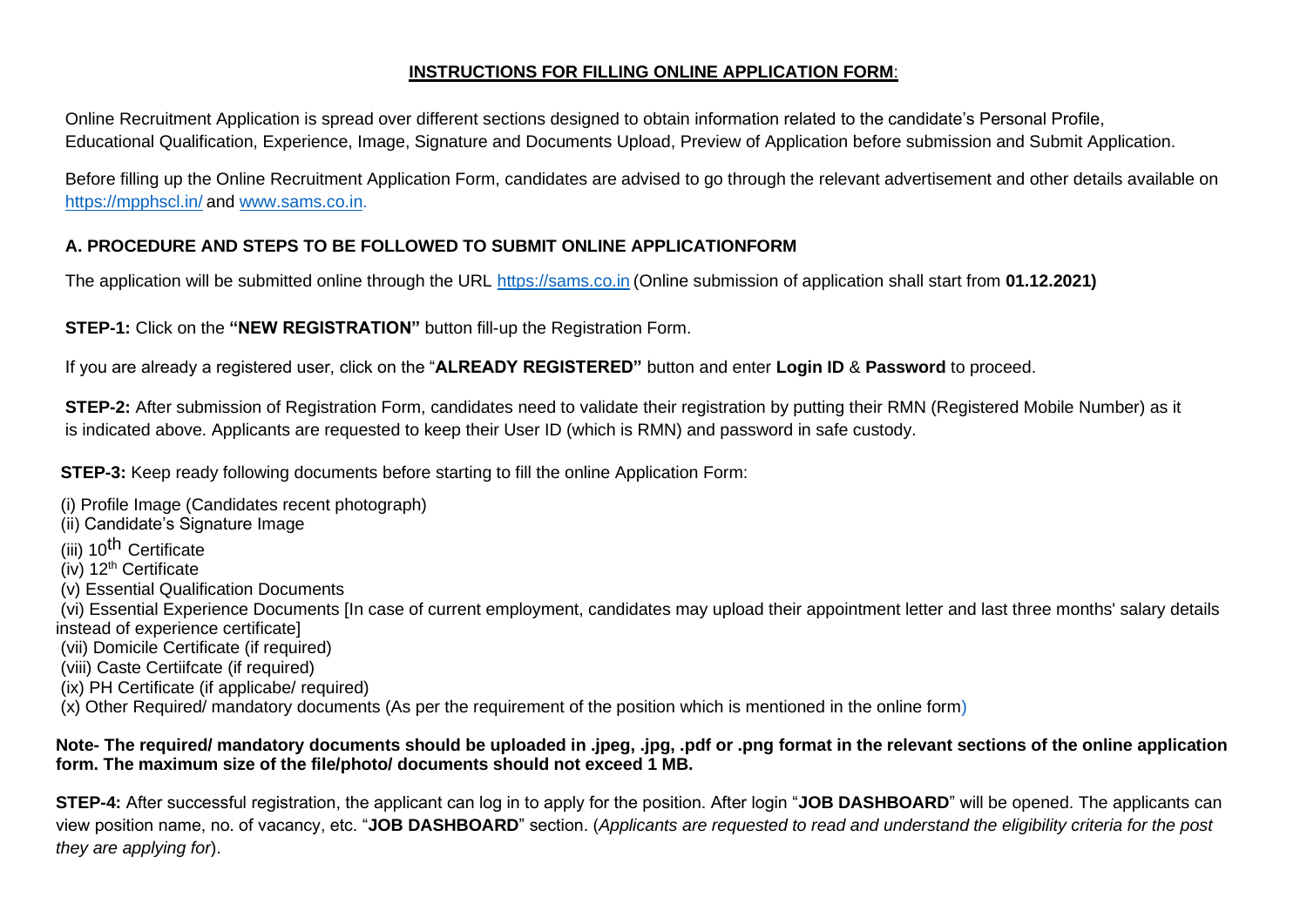## INSTRUCTIONS FOR FILLING ONLINE APPLICATION FORM:

Online Recruitment Application is spread over different sections designed to obtain information related to the candidate's Personal Profile, Educational Qualification, Experience, Image, Signature and Documents Upload, Preview of Application before submission and Submit Application.

Before filling up the Online Recruitment Application Form, candidates are advised to go through the relevant advertisement and other details available on https://mpphscl.in/ and www.sams.co.in.

### A. PROCEDURE AND STEPS TO BE FOLLOWED TO SUBMIT ONLINE APPLICATIONFORM

The application will be submitted online through the URL https://sams.co.in (Online submission of application shall start from **01.12.2021)**

**STEP-1:** Click on the **"NEW REGISTRATION"** button fill-up the Registration Form.

If you are already a registered user, click on the "**ALREADY REGISTERED"** button and enter **Login ID** & **Password** to proceed.

**STEP-2:** After submission of Registration Form, candidates need to validate their registration by putting their RMN (Registered Mobile Number) as it is indicated above. Applicants are requested to keep their User ID (which is RMN) and password in safe custody.

**STEP-3:** Keep ready following documents before starting to fill the online Application Form:

(i) Profile Image (Candidates recent photograph)
(ii) Candidate's Signature Image
(iii) 10th Certificate
(iv) 12th Certificate
(v) Essential Qualification Documents
(vi) Essential Experience Documents [In case of current employment, candidates may upload their appointment letter and last three months' salary details instead of experience certificate]
(vii) Domicile Certificate (if required)
(viii) Caste Certiifcate (if required)
(ix) PH Certificate (if applicabe/ required)
(x) Other Required/ mandatory documents (As per the requirement of the position which is mentioned in the online form)

**Note- The required/ mandatory documents should be uploaded in .jpeg, .jpg, .pdf or .png format in the relevant sections of the online application form. The maximum size of the file/photo/ documents should not exceed 1 MB.**

**STEP-4:** After successful registration, the applicant can log in to apply for the position. After login "**JOB DASHBOARD**" will be opened. The applicants can view position name, no. of vacancy, etc. "**JOB DASHBOARD**" section. (*Applicants are requested to read and understand the eligibility criteria for the post they are applying for*).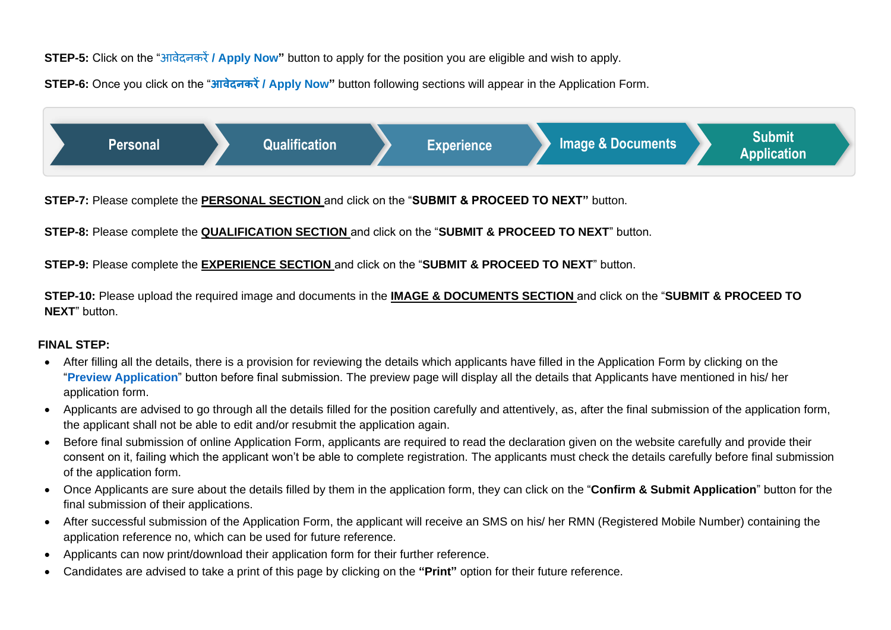**STEP-5:** Click on the "आवेदनकरें / Apply Now**"** button to apply for the position you are eligible and wish to apply.

**STEP-6:** Once you click on the "**आवेदनकरें / Apply Now"** button following sections will appear in the Application Form.

Personal → Qualification → Experience → Image & Documents → Submit Application

**STEP-7:** Please complete the **PERSONAL SECTION** and click on the "**SUBMIT & PROCEED TO NEXT"** button.

**STEP-8:** Please complete the **QUALIFICATION SECTION** and click on the "**SUBMIT & PROCEED TO NEXT**" button.

**STEP-9:** Please complete the **EXPERIENCE SECTION** and click on the "**SUBMIT & PROCEED TO NEXT**" button.

**STEP-10:** Please upload the required image and documents in the **IMAGE & DOCUMENTS SECTION** and click on the "**SUBMIT & PROCEED TO NEXT**" button.

**FINAL STEP:**

- After filling all the details, there is a provision for reviewing the details which applicants have filled in the Application Form by clicking on the "**Preview Application**" button before final submission. The preview page will display all the details that Applicants have mentioned in his/ her application form.
- Applicants are advised to go through all the details filled for the position carefully and attentively, as, after the final submission of the application form, the applicant shall not be able to edit and/or resubmit the application again.
- Before final submission of online Application Form, applicants are required to read the declaration given on the website carefully and provide their consent on it, failing which the applicant won't be able to complete registration. The applicants must check the details carefully before final submission of the application form.
- Once Applicants are sure about the details filled by them in the application form, they can click on the "**Confirm & Submit Application**" button for the final submission of their applications.
- After successful submission of the Application Form, the applicant will receive an SMS on his/ her RMN (Registered Mobile Number) containing the application reference no, which can be used for future reference.
- Applicants can now print/download their application form for their further reference.
- Candidates are advised to take a print of this page by clicking on the **"Print"** option for their future reference.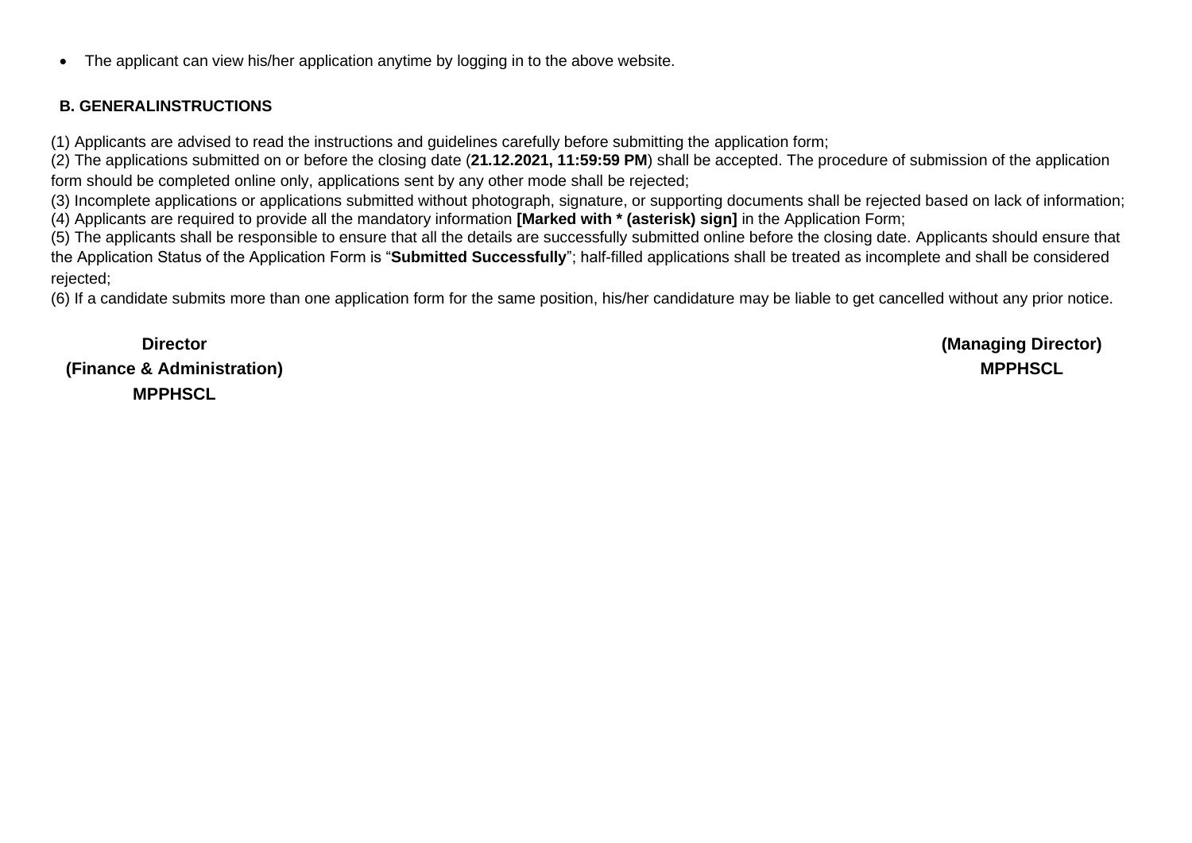- The applicant can view his/her application anytime by logging in to the above website.

## B. GENERALINSTRUCTIONS

(1) Applicants are advised to read the instructions and guidelines carefully before submitting the application form;

(2) The applications submitted on or before the closing date (**21.12.2021, 11:59:59 PM**) shall be accepted. The procedure of submission of the application form should be completed online only, applications sent by any other mode shall be rejected;

(3) Incomplete applications or applications submitted without photograph, signature, or supporting documents shall be rejected based on lack of information;

(4) Applicants are required to provide all the mandatory information **[Marked with * (asterisk) sign]** in the Application Form;

(5) The applicants shall be responsible to ensure that all the details are successfully submitted online before the closing date. Applicants should ensure that the Application Status of the Application Form is "**Submitted Successfully**"; half-filled applications shall be treated as incomplete and shall be considered rejected;

(6) If a candidate submits more than one application form for the same position, his/her candidature may be liable to get cancelled without any prior notice.

**Director**
**(Finance & Administration)**
**MPPHSCL**

**(Managing Director)**
**MPPHSCL**